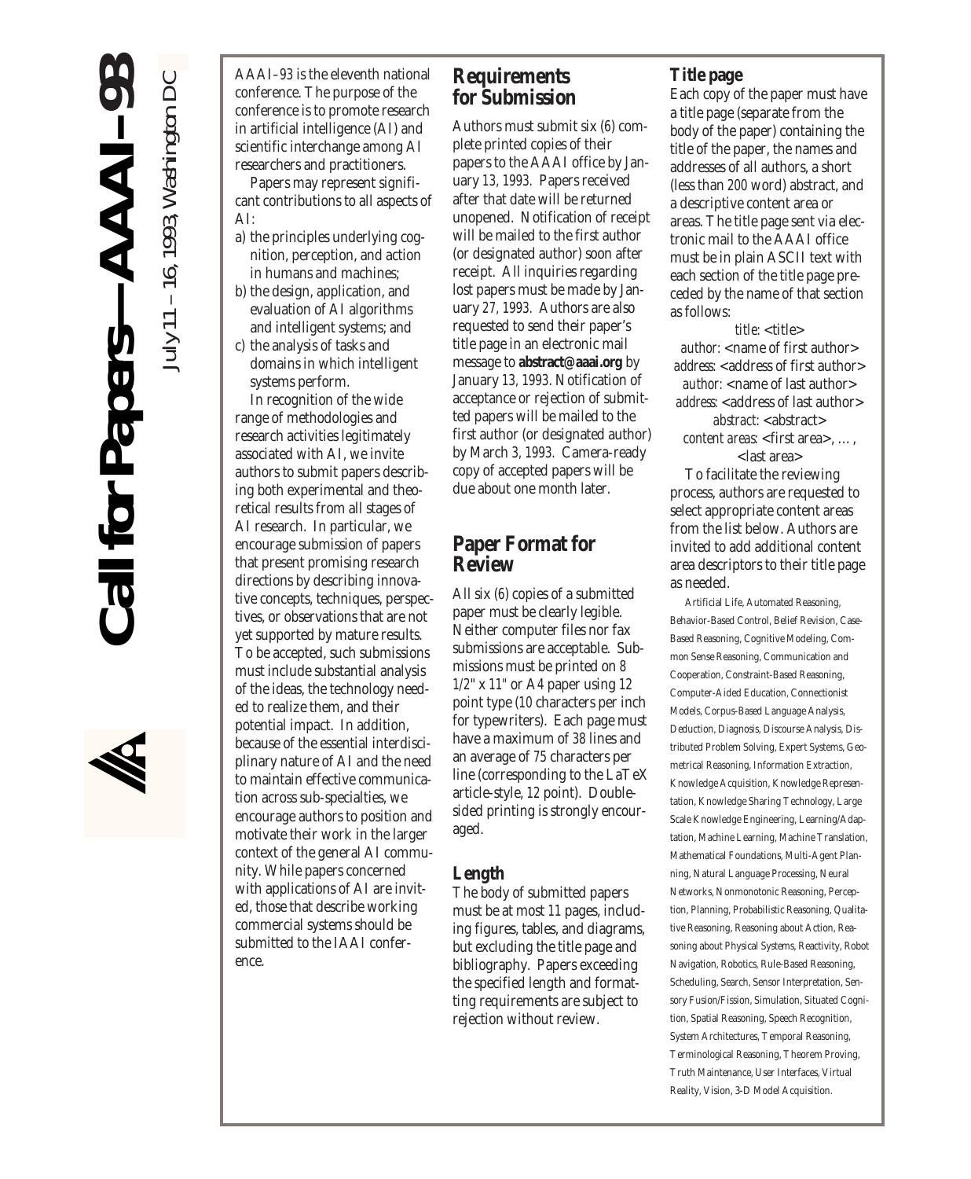# Call for Papers—AAAI–93

July 11 – 16, 1993, Washington DC

AAAI–93 is the eleventh national conference. The purpose of the conference is to promote research in artificial intelligence (AI) and scientific interchange among AI researchers and practitioners.

Papers may represent significant contributions to all aspects of AI:

a) the principles underlying cognition, perception, and action in humans and machines;
b) the design, application, and evaluation of AI algorithms and intelligent systems; and
c) the analysis of tasks and domains in which intelligent systems perform.

In recognition of the wide range of methodologies and research activities legitimately associated with AI, we invite authors to submit papers describing both experimental and theoretical results from all stages of AI research. In particular, we encourage submission of papers that present promising research directions by describing innovative concepts, techniques, perspectives, or observations that are not yet supported by mature results. To be accepted, such submissions must include substantial analysis of the ideas, the technology needed to realize them, and their potential impact. In addition, because of the essential interdisciplinary nature of AI and the need to maintain effective communication across sub-specialties, we encourage authors to position and motivate their work in the larger context of the general AI community. While papers concerned with applications of AI are invited, those that describe working commercial systems should be submitted to the IAAI conference.

## Requirements for Submission

Authors must submit six (6) complete printed copies of their papers to the AAAI office by January 13, 1993. Papers received after that date will be returned unopened. Notification of receipt will be mailed to the first author (or designated author) soon after receipt. All inquiries regarding lost papers must be made by January 27, 1993. Authors are also requested to send their paper's title page in an electronic mail message to **abstract@aaai.org** by January 13, 1993. Notification of acceptance or rejection of submitted papers will be mailed to the first author (or designated author) by March 3, 1993. Camera-ready copy of accepted papers will be due about one month later.

## Paper Format for Review

All six (6) copies of a submitted paper must be clearly legible. Neither computer files nor fax submissions are acceptable. Submissions must be printed on 8 1/2" x 11" or A4 paper using 12 point type (10 characters per inch for typewriters). Each page must have a maximum of 38 lines and an average of 75 characters per line (corresponding to the LaTeX article-style, 12 point). Double-sided printing is strongly encouraged.

### Length

The body of submitted papers must be at most 11 pages, including figures, tables, and diagrams, but excluding the title page and bibliography. Papers exceeding the specified length and formatting requirements are subject to rejection without review.

### Title page

Each copy of the paper must have a title page (separate from the body of the paper) containing the title of the paper, the names and addresses of all authors, a short (less than 200 word) abstract, and a descriptive content area or areas. The title page sent via electronic mail to the AAAI office must be in plain ASCII text with each section of the title page preceded by the name of that section as follows:

*title:* <title>
*author:* <name of first author>
*address:* <address of first author>
*author:* <name of last author>
*address:* <address of last author>
*abstract:* <abstract>
*content areas:* <first area>, …, <last area>

To facilitate the reviewing process, authors are requested to select appropriate content areas from the list below. Authors are invited to add additional content area descriptors to their title page as needed.

Artificial Life, Automated Reasoning, Behavior-Based Control, Belief Revision, Case-Based Reasoning, Cognitive Modeling, Common Sense Reasoning, Communication and Cooperation, Constraint-Based Reasoning, Computer-Aided Education, Connectionist Models, Corpus-Based Language Analysis, Deduction, Diagnosis, Discourse Analysis, Distributed Problem Solving, Expert Systems, Geometrical Reasoning, Information Extraction, Knowledge Acquisition, Knowledge Representation, Knowledge Sharing Technology, Large Scale Knowledge Engineering, Learning/Adaptation, Machine Learning, Machine Translation, Mathematical Foundations, Multi-Agent Planning, Natural Language Processing, Neural Networks, Nonmonotonic Reasoning, Perception, Planning, Probabilistic Reasoning, Qualitative Reasoning, Reasoning about Action, Reasoning about Physical Systems, Reactivity, Robot Navigation, Robotics, Rule-Based Reasoning, Scheduling, Search, Sensor Interpretation, Sensory Fusion/Fission, Simulation, Situated Cognition, Spatial Reasoning, Speech Recognition, System Architectures, Temporal Reasoning, Terminological Reasoning, Theorem Proving, Truth Maintenance, User Interfaces, Virtual Reality, Vision, 3-D Model Acquisition.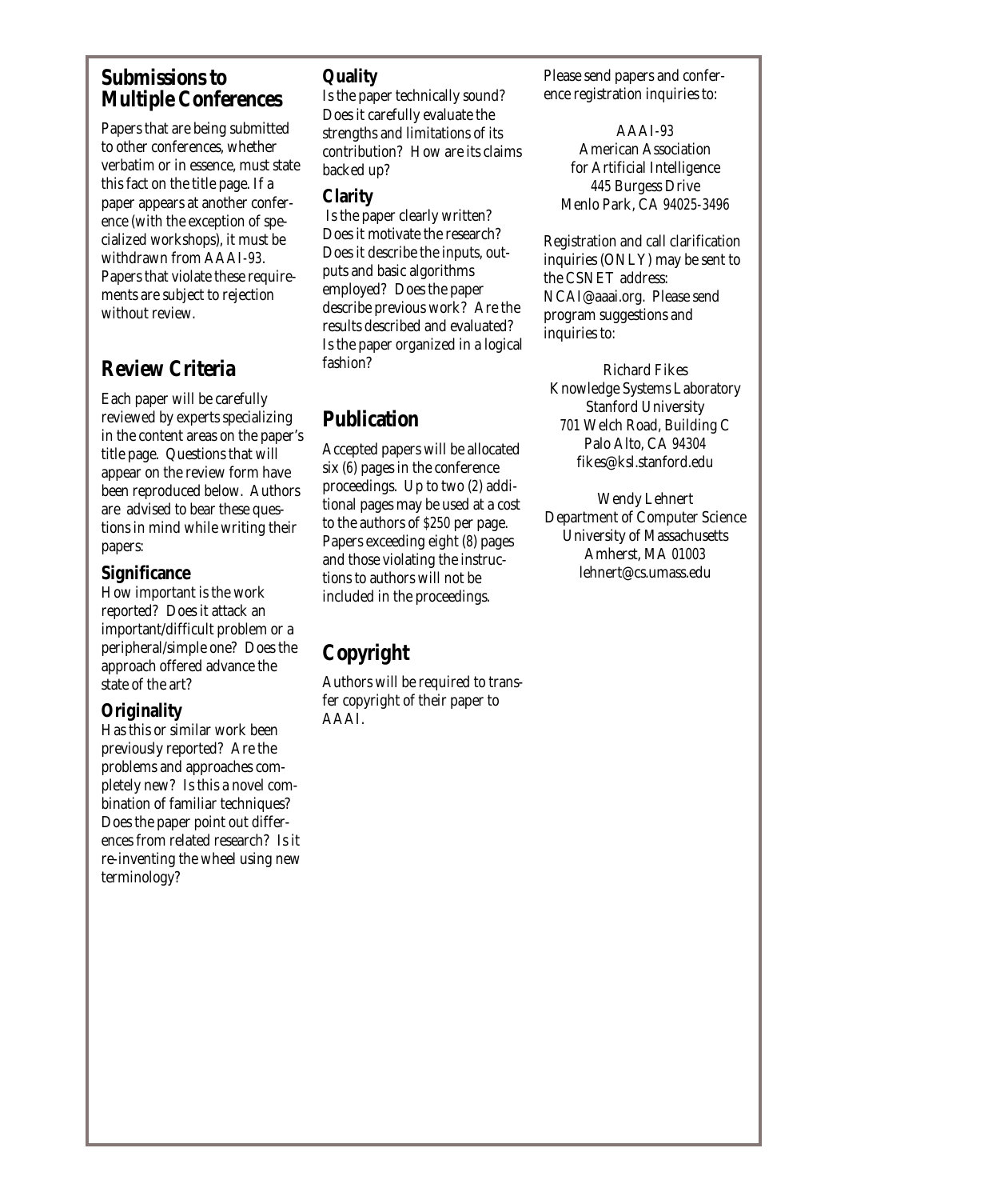## Submissions to Multiple Conferences

Papers that are being submitted to other conferences, whether verbatim or in essence, must state this fact on the title page. If a paper appears at another conference (with the exception of specialized workshops), it must be withdrawn from AAAI-93. Papers that violate these requirements are subject to rejection without review.

## Review Criteria

Each paper will be carefully reviewed by experts specializing in the content areas on the paper's title page. Questions that will appear on the review form have been reproduced below. Authors are advised to bear these questions in mind while writing their papers:

### Significance

How important is the work reported? Does it attack an important/difficult problem or a peripheral/simple one? Does the approach offered advance the state of the art?

### Originality

Has this or similar work been previously reported? Are the problems and approaches completely new? Is this a novel combination of familiar techniques? Does the paper point out differences from related research? Is it re-inventing the wheel using new terminology?

### Quality

Is the paper technically sound? Does it carefully evaluate the strengths and limitations of its contribution? How are its claims backed up?

### Clarity

Is the paper clearly written? Does it motivate the research? Does it describe the inputs, outputs and basic algorithms employed? Does the paper describe previous work? Are the results described and evaluated? Is the paper organized in a logical fashion?

## Publication

Accepted papers will be allocated six (6) pages in the conference proceedings. Up to two (2) additional pages may be used at a cost to the authors of $250 per page. Papers exceeding eight (8) pages and those violating the instructions to authors will not be included in the proceedings.

## Copyright

Authors will be required to transfer copyright of their paper to AAAI.

Please send papers and conference registration inquiries to:

AAAI-93
American Association
for Artificial Intelligence
445 Burgess Drive
Menlo Park, CA 94025-3496

Registration and call clarification inquiries (ONLY) may be sent to the CSNET address: NCAI@aaai.org. Please send program suggestions and inquiries to:

Richard Fikes
Knowledge Systems Laboratory
Stanford University
701 Welch Road, Building C
Palo Alto, CA 94304
fikes@ksl.stanford.edu

Wendy Lehnert
Department of Computer Science
University of Massachusetts
Amherst, MA 01003
lehnert@cs.umass.edu